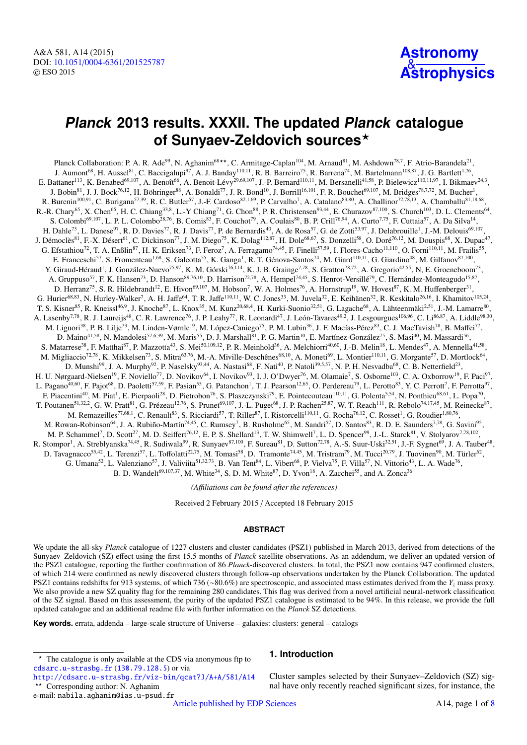# *Planck* 2013 results. XXXII. The updated *Planck* catalogue of Sunyaev-Zeldovich sources*

Planck Collaboration: P. A. R. Ade[99], N. Aghanim[68]**, C. Armitage-Caplan[104], M. Arnaud[81], M. Ashdown[78,7], F. Atrio-Barandela[21], J. Aumont[68], H. Aussel[81], C. Baccigalupi[97], A. J. Banday[110,11], R. B. Barreiro[75], R. Barrena[74], M. Bartelmann[108,87], J. G. Bartlett[1,76], E. Battaner[113], K. Benabed[69,107], A. Benoît[66], A. Benoit-Lévy[29,69,107], J.-P. Bernard[110,11], M. Bersanelli[41,58], P. Bielewicz[110,11,97], I. Bikmaev[24,3], J. Bobin[81], J. J. Bock[76,12], H. Böhringer[88], A. Bonaldi[77], J. R. Bond[10], J. Borrill[16,101], F. R. Bouchet[69,107], M. Bridges[78,7,72], M. Bucher[1], R. Burenin[100,91], C. Burigana[57,39], R. C. Butler[57], J.-F. Cardoso[82,1,69], P. Carvalho[7], A. Catalano[83,80], A. Challinor[72,78,13], A. Chamballu[81,18,68], R.-R. Chary[65], X. Chen[65], H. C. Chiang[33,8], L.-Y Chiang[71], G. Chon[88], P. R. Christensen[93,44], E. Churazov[87,100], S. Church[103], D. L. Clements[64], S. Colombi[69,107], L. P. L. Colombo[28,76], B. Comis[83], F. Couchot[79], A. Coulais[80], B. P. Crill[76,94], A. Curto[7,75], F. Cuttaia[57], A. Da Silva[14], H. Dahle[73], L. Danese[97], R. D. Davies[77], R. J. Davis[77], P. de Bernardis[40], A. de Rosa[57], G. de Zotti[53,97], J. Delabrouille[1], J.-M. Delouis[69,107], J. Démoclès[81], F.-X. Désert[61], C. Dickinson[77], J. M. Diego[75], K. Dolag[112,87], H. Dole[68,67], S. Donzelli[58], O. Doré[76,12], M. Douspis[68], X. Dupac[47], G. Efstathiou[72], T. A. Enßlin[87], H. K. Eriksen[73], F. Feroz[7], A. Ferragamo[74,45], F. Finelli[57,59], I. Flores-Cacho[11,110], O. Forni[110,11], M. Frailis[55], E. Franceschi[57], S. Fromenteau[1,68], S. Galeotta[55], K. Ganga[1], R. T. Génova-Santos[74], M. Giard[110,11], G. Giardino[48], M. Gilfanov[87,100], Y. Giraud-Héraud[1], J. González-Nuevo[75,97], K. M. Górski[76,114], K. J. B. Grainge[7,78], S. Gratton[78,72], A. Gregorio[42,55], N, E. Groeneboom[73], A. Gruppuso[57], F. K. Hansen[73], D. Hanson[89,76,10], D. Harrison[72,78], A. Hempel[74,45], S. Henrot-Versillé[79], C. Hernández-Monteagudo[15,87], D. Herranz[75], S. R. Hildebrandt[12], E. Hivon[69,107], M. Hobson[7], W. A. Holmes[76], A. Hornstrup[19], W. Hovest[87], K. M. Huffenberger[31], G. Hurier[68,83], N. Hurley-Walker[7], A. H. Jaffe[64], T. R. Jaffe[110,11], W. C. Jones[33], M. Juvela[32], E. Keihänen[32], R. Keskitalo[26,16], I. Khamitov[105,24], T. S. Kisner[85], R. Kneissl[46,9], J. Knoche[87], L. Knox[35], M. Kunz[20,68,4], H. Kurki-Suonio[32,51], G. Lagache[68], A. Lähteenmäki[2,51], J.-M. Lamarre[80], A. Lasenby[7,78], R. J. Laureijs[48], C. R. Lawrence[76], J. P. Leahy[77], R. Leonardi[47], J. León-Tavares[49,2], J. Lesgourgues[106,96], C. Li[86,87], A. Liddle[98,30], M. Liguori[38], P. B. Lilje[73], M. Linden-Vørnle[19], M. López-Caniego[75], P. M. Lubin[36], J. F. Macías-Pérez[83], C. J. MacTavish[78], B. Maffei[77], D. Maino[41,58], N. Mandolesi[57,6,39], M. Maris[55], D. J. Marshall[81], P. G. Martin[10], E. Martínez-González[75], S. Masi[40], M. Massardi[56], S. Matarrese[38], F. Matthai[87], P. Mazzotta[43], S. Mei[50,109,12], P. R. Meinhold[36], A. Melchiorri[40,60], J.-B. Melin[18], L. Mendes[47], A. Mennella[41,58], M. Migliaccio[72,78], K. Mikkelsen[73], S. Mitra[63,76], M.-A. Miville-Deschênes[68,10], A. Moneti[69], L. Montier[110,11], G. Morgante[57], D. Mortlock[64], D. Munshi[99], J. A. Murphy[92], P. Naselsky[93,44], A. Nastasi[68], F. Nati[40], P. Natoli[39,5,57], N. P. H. Nesvadba[68], C. B. Netterfield[23], H. U. Nørgaard-Nielsen[19], F. Noviello[77], D. Novikov[64], I. Novikov[93], I. J. O'Dwyer[76], M. Olamaie[7], S. Osborne[103], C. A. Oxborrow[19], F. Paci[97], L. Pagano[40,60], F. Pajot[68], D. Paoletti[57,59], F. Pasian[55], G. Patanchon[1], T. J. Pearson[12,65], O. Perdereau[79], L. Perotto[83], Y. C. Perrott[7], F. Perrotta[97], F. Piacentini[40], M. Piat[1], E. Pierpaoli[28], D. Pietrobon[76], S. Plaszczynski[79], E. Pointecouteau[110,11], G. Polenta[5,54], N. Ponthieu[68,61], L. Popa[70], T. Poutanen[51,32,2], G. W. Pratt[81], G. Prézeau[12,76], S. Prunet[69,107], J.-L. Puget[68], J. P. Rachen[25,87], W. T. Reach[111], R. Rebolo[74,17,45], M. Reinecke[87], M. Remazeilles[77,68,1], C. Renault[83], S. Ricciardi[57], T. Riller[87], I. Ristorcelli[110,11], G. Rocha[76,12], C. Rosset[1], G. Roudier[1,80,76], M. Rowan-Robinson[64], J. A. Rubiño-Martín[74,45], C. Rumsey[7], B. Rusholme[65], M. Sandri[57], D. Santos[83], R. D. E. Saunders[7,78], G. Savini[95], M. P. Schammel[7], D. Scott[27], M. D. Seiffert[76,12], E. P. S. Shellard[13], T. W. Shimwell[7], L. D. Spencer[99], J.-L. Starck[81], V. Stolyarov[7,78,102], R. Stompor[1], A. Streblyanska[74,45], R. Sudiwala[99], R. Sunyaev[87,100], F. Sureau[81], D. Sutton[72,78], A.-S. Suur-Uski[32,51], J.-F. Sygnet[69], J. A. Tauber[48], D. Tavagnacco[55,42], L. Terenzi[57], L. Toffolatti[22,75], M. Tomasi[58], D. Tramonte[74,45], M. Tristram[79], M. Tucci[20,79], J. Tuovinen[90], M. Türler[62], G. Umana[52], L. Valenziano[57], J. Valiviita[51,32,73], B. Van Tent[84], L. Vibert[68], P. Vielva[75], F. Villa[57], N. Vittorio[43], L. A. Wade[76], B. D. Wandelt[69,107,37], M. White[34], S. D. M. White[87], D. Yvon[18], A. Zacchei[55], and A. Zonca[36]

*(Affiliations can be found after the references)*

Received 2 February 2015 / Accepted 18 February 2015

## ABSTRACT

We update the all-sky *Planck* catalogue of 1227 clusters and cluster candidates (PSZ1) published in March 2013, derived from detections of the Sunyaev–Zeldovich (SZ) effect using the first 15.5 months of *Planck* satellite observations. As an addendum, we deliver an updated version of the PSZ1 catalogue, reporting the further confirmation of 86 *Planck*-discovered clusters. In total, the PSZ1 now contains 947 confirmed clusters, of which 214 were confirmed as newly discovered clusters through follow-up observations undertaken by the Planck Collaboration. The updated PSZ1 contains redshifts for 913 systems, of which 736 (∼80.6%) are spectroscopic, and associated mass estimates derived from the $Y_z$ mass proxy. We also provide a new SZ quality flag for the remaining 280 candidates. This flag was derived from a novel artificial neural-network classification of the SZ signal. Based on this assessment, the purity of the updated PSZ1 catalogue is estimated to be 94%. In this release, we provide the full updated catalogue and an additional readme file with further information on the *Planck* SZ detections.

**Key words.** errata, addenda – large-scale structure of Universe – galaxies: clusters: general – catalogs

## 1. Introduction

Cluster samples selected by their Sunyaev–Zeldovich (SZ) signal have only recently reached significant sizes, for instance, the

---

* The catalogue is only available at the CDS via anonymous ftp to cdsarc.u-strasbg.fr (130.79.128.5) or via http://cdsarc.u-strasbg.fr/viz-bin/qcat?J/A+A/581/A14

** Corresponding author: N. Aghanim
e-mail: nabila.aghanim@ias.u-psud.fr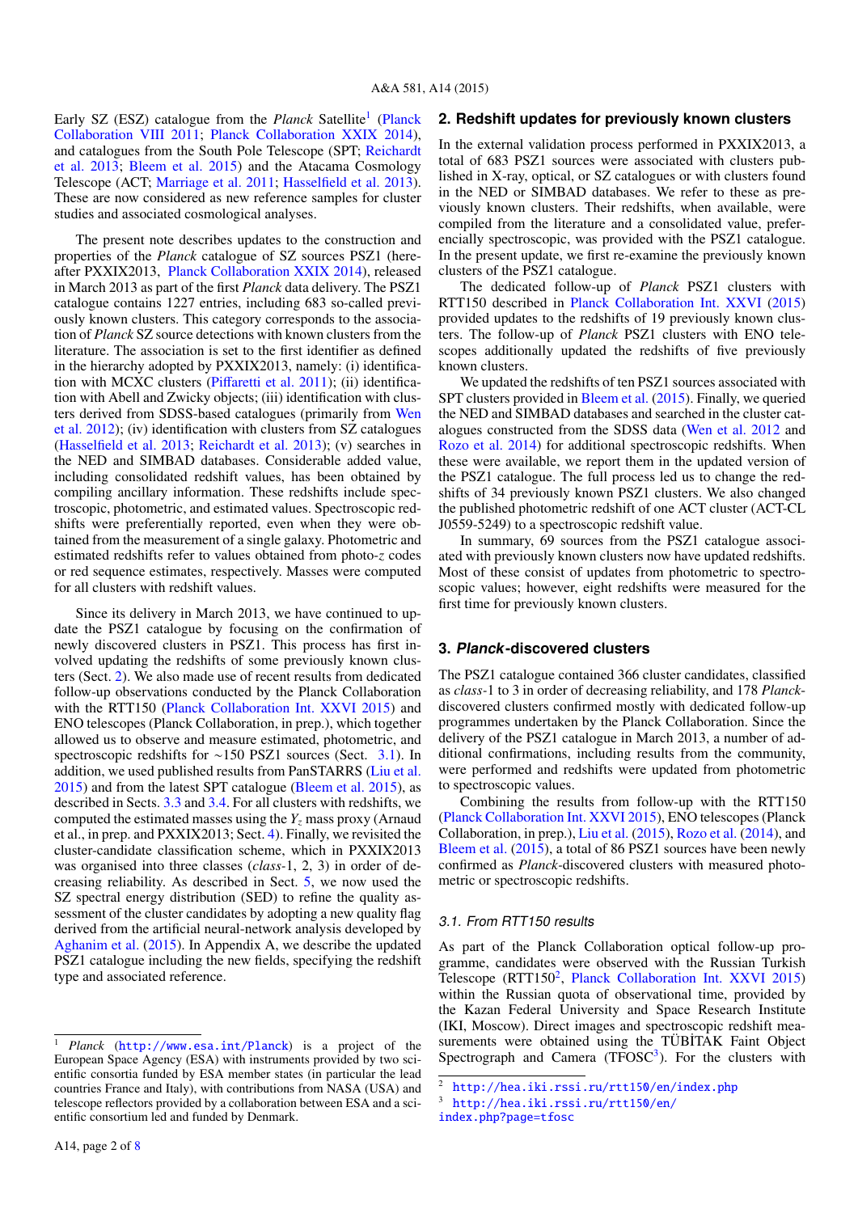Early SZ (ESZ) catalogue from the *Planck* Satellite[1] (Planck Collaboration VIII 2011; Planck Collaboration XXIX 2014), and catalogues from the South Pole Telescope (SPT; Reichardt et al. 2013; Bleem et al. 2015) and the Atacama Cosmology Telescope (ACT; Marriage et al. 2011; Hasselfield et al. 2013). These are now considered as new reference samples for cluster studies and associated cosmological analyses.

The present note describes updates to the construction and properties of the *Planck* catalogue of SZ sources PSZ1 (hereafter PXXIX2013, Planck Collaboration XXIX 2014), released in March 2013 as part of the first *Planck* data delivery. The PSZ1 catalogue contains 1227 entries, including 683 so-called previously known clusters. This category corresponds to the association of *Planck* SZ source detections with known clusters from the literature. The association is set to the first identifier as defined in the hierarchy adopted by PXXIX2013, namely: (i) identification with MCXC clusters (Piffaretti et al. 2011); (ii) identification with Abell and Zwicky objects; (iii) identification with clusters derived from SDSS-based catalogues (primarily from Wen et al. 2012); (iv) identification with clusters from SZ catalogues (Hasselfield et al. 2013; Reichardt et al. 2013); (v) searches in the NED and SIMBAD databases. Considerable added value, including consolidated redshift values, has been obtained by compiling ancillary information. These redshifts include spectroscopic, photometric, and estimated values. Spectroscopic redshifts were preferentially reported, even when they were obtained from the measurement of a single galaxy. Photometric and estimated redshifts refer to values obtained from photo-$z$ codes or red sequence estimates, respectively. Masses were computed for all clusters with redshift values.

Since its delivery in March 2013, we have continued to update the PSZ1 catalogue by focusing on the confirmation of newly discovered clusters in PSZ1. This process has first involved updating the redshifts of some previously known clusters (Sect. 2). We also made use of recent results from dedicated follow-up observations conducted by the Planck Collaboration with the RTT150 (Planck Collaboration Int. XXVI 2015) and ENO telescopes (Planck Collaboration, in prep.), which together allowed us to observe and measure estimated, photometric, and spectroscopic redshifts for ~150 PSZ1 sources (Sect. 3.1). In addition, we used published results from PanSTARRS (Liu et al. 2015) and from the latest SPT catalogue (Bleem et al. 2015), as described in Sects. 3.3 and 3.4. For all clusters with redshifts, we computed the estimated masses using the $Y_z$ mass proxy (Arnaud et al., in prep. and PXXIX2013; Sect. 4). Finally, we revisited the cluster-candidate classification scheme, which in PXXIX2013 was organised into three classes (*class*-1, 2, 3) in order of decreasing reliability. As described in Sect. 5, we now used the SZ spectral energy distribution (SED) to refine the quality assessment of the cluster candidates by adopting a new quality flag derived from the artificial neural-network analysis developed by Aghanim et al. (2015). In Appendix A, we describe the updated PSZ1 catalogue including the new fields, specifying the redshift type and associated reference.

[1] *Planck* (`http://www.esa.int/Planck`) is a project of the European Space Agency (ESA) with instruments provided by two scientific consortia funded by ESA member states (in particular the lead countries France and Italy), with contributions from NASA (USA) and telescope reflectors provided by a collaboration between ESA and a scientific consortium led and funded by Denmark.

## 2. Redshift updates for previously known clusters

In the external validation process performed in PXXIX2013, a total of 683 PSZ1 sources were associated with clusters published in X-ray, optical, or SZ catalogues or with clusters found in the NED or SIMBAD databases. We refer to these as previously known clusters. Their redshifts, when available, were compiled from the literature and a consolidated value, preferencially spectroscopic, was provided with the PSZ1 catalogue. In the present update, we first re-examine the previously known clusters of the PSZ1 catalogue.

The dedicated follow-up of *Planck* PSZ1 clusters with RTT150 described in Planck Collaboration Int. XXVI (2015) provided updates to the redshifts of 19 previously known clusters. The follow-up of *Planck* PSZ1 clusters with ENO telescopes additionally updated the redshifts of five previously known clusters.

We updated the redshifts of ten PSZ1 sources associated with SPT clusters provided in Bleem et al. (2015). Finally, we queried the NED and SIMBAD databases and searched in the cluster catalogues constructed from the SDSS data (Wen et al. 2012 and Rozo et al. 2014) for additional spectroscopic redshifts. When these were available, we report them in the updated version of the PSZ1 catalogue. The full process led us to change the redshifts of 34 previously known PSZ1 clusters. We also changed the published photometric redshift of one ACT cluster (ACT-CL J0559-5249) to a spectroscopic redshift value.

In summary, 69 sources from the PSZ1 catalogue associated with previously known clusters now have updated redshifts. Most of these consist of updates from photometric to spectroscopic values; however, eight redshifts were measured for the first time for previously known clusters.

## 3. *Planck*-discovered clusters

The PSZ1 catalogue contained 366 cluster candidates, classified as *class*-1 to 3 in order of decreasing reliability, and 178 *Planck*-discovered clusters confirmed mostly with dedicated follow-up programmes undertaken by the Planck Collaboration. Since the delivery of the PSZ1 catalogue in March 2013, a number of additional confirmations, including results from the community, were performed and redshifts were updated from photometric to spectroscopic values.

Combining the results from follow-up with the RTT150 (Planck Collaboration Int. XXVI 2015), ENO telescopes (Planck Collaboration, in prep.), Liu et al. (2015), Rozo et al. (2014), and Bleem et al. (2015), a total of 86 PSZ1 sources have been newly confirmed as *Planck*-discovered clusters with measured photometric or spectroscopic redshifts.

### 3.1. From RTT150 results

As part of the Planck Collaboration optical follow-up programme, candidates were observed with the Russian Turkish Telescope (RTT150[2], Planck Collaboration Int. XXVI 2015) within the Russian quota of observational time, provided by the Kazan Federal University and Space Research Institute (IKI, Moscow). Direct images and spectroscopic redshift measurements were obtained using the TÜBİTAK Faint Object Spectrograph and Camera (TFOSC[3]). For the clusters with

[2] `http://hea.iki.rssi.ru/rtt150/en/index.php`

[3] `http://hea.iki.rssi.ru/rtt150/en/index.php?page=tfosc`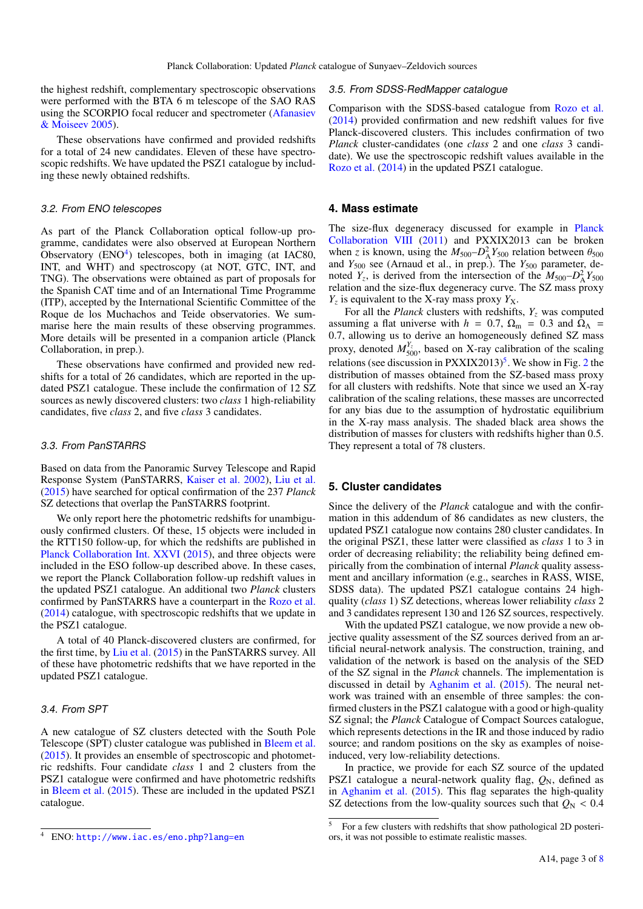the highest redshift, complementary spectroscopic observations were performed with the BTA 6 m telescope of the SAO RAS using the SCORPIO focal reducer and spectrometer (Afanasiev & Moiseev 2005).

These observations have confirmed and provided redshifts for a total of 24 new candidates. Eleven of these have spectroscopic redshifts. We have updated the PSZ1 catalogue by including these newly obtained redshifts.

### 3.2. From ENO telescopes

As part of the Planck Collaboration optical follow-up programme, candidates were also observed at European Northern Observatory (ENO[4]) telescopes, both in imaging (at IAC80, INT, and WHT) and spectroscopy (at NOT, GTC, INT, and TNG). The observations were obtained as part of proposals for the Spanish CAT time and of an International Time Programme (ITP), accepted by the International Scientific Committee of the Roque de los Muchachos and Teide observatories. We summarise here the main results of these observing programmes. More details will be presented in a companion article (Planck Collaboration, in prep.).

These observations have confirmed and provided new redshifts for a total of 26 candidates, which are reported in the updated PSZ1 catalogue. These include the confirmation of 12 SZ sources as newly discovered clusters: two *class* 1 high-reliability candidates, five *class* 2, and five *class* 3 candidates.

### 3.3. From PanSTARRS

Based on data from the Panoramic Survey Telescope and Rapid Response System (PanSTARRS, Kaiser et al. 2002), Liu et al. (2015) have searched for optical confirmation of the 237 *Planck* SZ detections that overlap the PanSTARRS footprint.

We only report here the photometric redshifts for unambiguously confirmed clusters. Of these, 15 objects were included in the RTT150 follow-up, for which the redshifts are published in Planck Collaboration Int. XXVI (2015), and three objects were included in the ESO follow-up described above. In these cases, we report the Planck Collaboration follow-up redshift values in the updated PSZ1 catalogue. An additional two *Planck* clusters confirmed by PanSTARRS have a counterpart in the Rozo et al. (2014) catalogue, with spectroscopic redshifts that we update in the PSZ1 catalogue.

A total of 40 Planck-discovered clusters are confirmed, for the first time, by Liu et al. (2015) in the PanSTARRS survey. All of these have photometric redshifts that we have reported in the updated PSZ1 catalogue.

### 3.4. From SPT

A new catalogue of SZ clusters detected with the South Pole Telescope (SPT) cluster catalogue was published in Bleem et al. (2015). It provides an ensemble of spectroscopic and photometric redshifts. Four candidate *class* 1 and 2 clusters from the PSZ1 catalogue were confirmed and have photometric redshifts in Bleem et al. (2015). These are included in the updated PSZ1 catalogue.

### 3.5. From SDSS-RedMapper catalogue

Comparison with the SDSS-based catalogue from Rozo et al. (2014) provided confirmation and new redshift values for five Planck-discovered clusters. This includes confirmation of two *Planck* cluster-candidates (one *class* 2 and one *class* 3 candidate). We use the spectroscopic redshift values available in the Rozo et al. (2014) in the updated PSZ1 catalogue.

## 4. Mass estimate

The size-flux degeneracy discussed for example in Planck Collaboration VIII (2011) and PXXIX2013 can be broken when $z$ is known, using the $M_{500}$–$D_{\rm A}^2 Y_{500}$ relation between $\theta_{500}$ and $Y_{500}$ see (Arnaud et al., in prep.). The $Y_{500}$ parameter, denoted $Y_z$, is derived from the intersection of the $M_{500}$–$D_{\rm A}^2 Y_{500}$ relation and the size-flux degeneracy curve. The SZ mass proxy $Y_z$ is equivalent to the X-ray mass proxy $Y_{\rm X}$.

For all the *Planck* clusters with redshifts, $Y_z$ was computed assuming a flat universe with $h = 0.7$, $\Omega_{\rm m} = 0.3$ and $\Omega_\Lambda = 0.7$, allowing us to derive an homogeneously defined SZ mass proxy, denoted $M_{500}^{Y_z}$, based on X-ray calibration of the scaling relations (see discussion in PXXIX2013)[5]. We show in Fig. 2 the distribution of masses obtained from the SZ-based mass proxy for all clusters with redshifts. Note that since we used an X-ray calibration of the scaling relations, these masses are uncorrected for any bias due to the assumption of hydrostatic equilibrium in the X-ray mass analysis. The shaded black area shows the distribution of masses for clusters with redshifts higher than 0.5. They represent a total of 78 clusters.

## 5. Cluster candidates

Since the delivery of the *Planck* catalogue and with the confirmation in this addendum of 86 candidates as new clusters, the updated PSZ1 catalogue now contains 280 cluster candidates. In the original PSZ1, these latter were classified as *class* 1 to 3 in order of decreasing reliability; the reliability being defined empirically from the combination of internal *Planck* quality assessment and ancillary information (e.g., searches in RASS, WISE, SDSS data). The updated PSZ1 catalogue contains 24 high-quality (*class* 1) SZ detections, whereas lower reliability *class* 2 and 3 candidates represent 130 and 126 SZ sources, respectively.

With the updated PSZ1 catalogue, we now provide a new objective quality assessment of the SZ sources derived from an artificial neural-network analysis. The construction, training, and validation of the network is based on the analysis of the SED of the SZ signal in the *Planck* channels. The implementation is discussed in detail by Aghanim et al. (2015). The neural network was trained with an ensemble of three samples: the confirmed clusters in the PSZ1 calatogue with a good or high-quality SZ signal; the *Planck* Catalogue of Compact Sources catalogue, which represents detections in the IR and those induced by radio source; and random positions on the sky as examples of noise-induced, very low-reliability detections.

In practice, we provide for each SZ source of the updated PSZ1 catalogue a neural-network quality flag, $Q_{\rm N}$, defined as in Aghanim et al. (2015). This flag separates the high-quality SZ detections from the low-quality sources such that $Q_{\rm N} < 0.4$

[4] ENO: http://www.iac.es/eno.php?lang=en

[5] For a few clusters with redshifts that show pathological 2D posteriors, it was not possible to estimate realistic masses.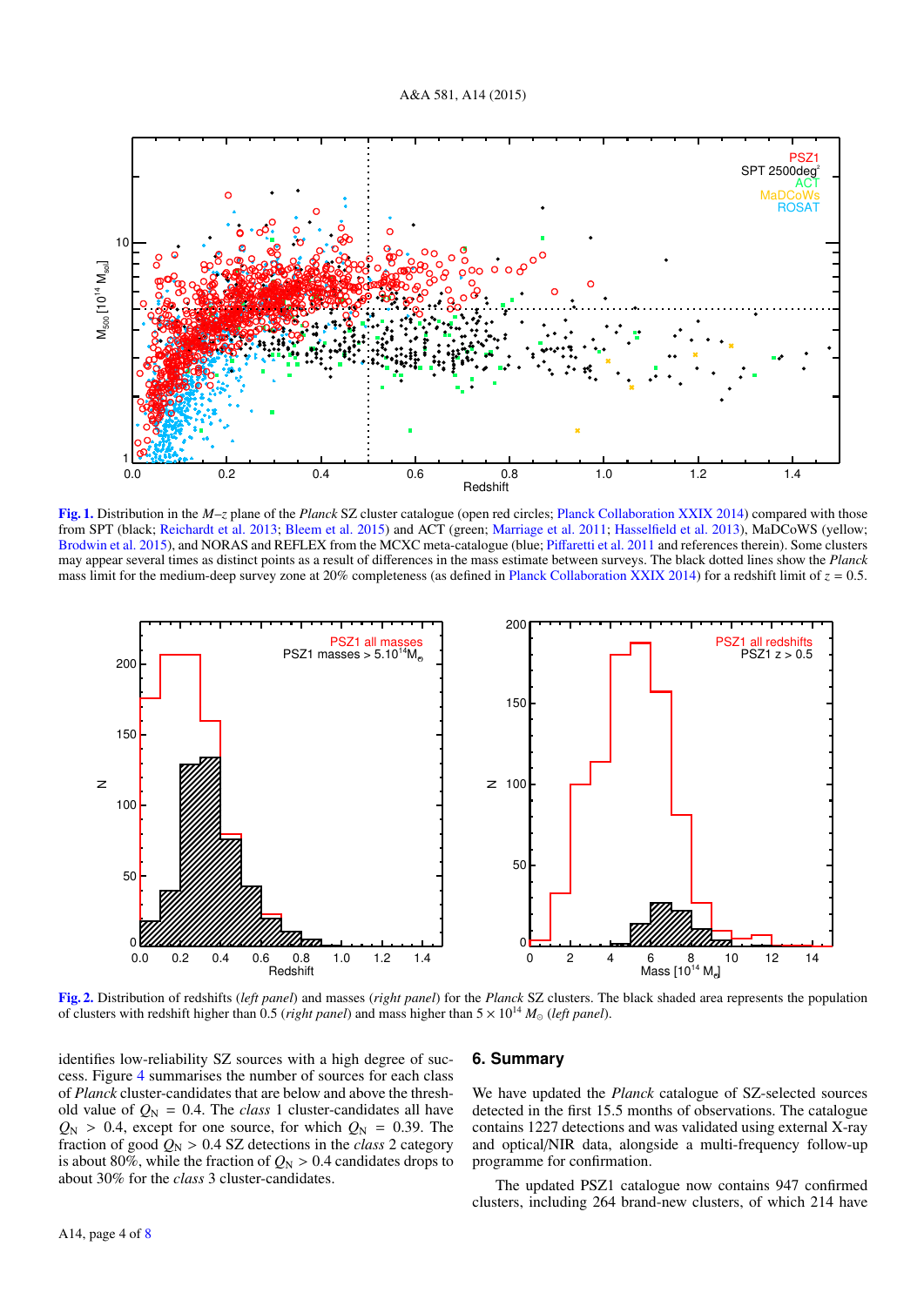**Fig. 1.** Distribution in the $M$–$z$ plane of the *Planck* SZ cluster catalogue (open red circles; Planck Collaboration XXIX 2014) compared with those from SPT (black; Reichardt et al. 2013; Bleem et al. 2015) and ACT (green; Marriage et al. 2011; Hasselfield et al. 2013), MaDCoWS (yellow; Brodwin et al. 2015), and NORAS and REFLEX from the MCXC meta-catalogue (blue; Piffaretti et al. 2011 and references therein). Some clusters may appear several times as distinct points as a result of differences in the mass estimate between surveys. The black dotted lines show the *Planck* mass limit for the medium-deep survey zone at 20% completeness (as defined in Planck Collaboration XXIX 2014) for a redshift limit of $z = 0.5$.

**Fig. 2.** Distribution of redshifts (*left panel*) and masses (*right panel*) for the *Planck* SZ clusters. The black shaded area represents the population of clusters with redshift higher than 0.5 (*right panel*) and mass higher than $5 \times 10^{14}\,M_{\odot}$ (*left panel*).

identifies low-reliability SZ sources with a high degree of success. Figure 4 summarises the number of sources for each class of *Planck* cluster-candidates that are below and above the threshold value of $Q_{\rm N} = 0.4$. The *class* 1 cluster-candidates all have $Q_{\rm N} > 0.4$, except for one source, for which $Q_{\rm N} = 0.39$. The fraction of good $Q_{\rm N} > 0.4$ SZ detections in the *class* 2 category is about 80%, while the fraction of $Q_{\rm N} > 0.4$ candidates drops to about 30% for the *class* 3 cluster-candidates.

## 6. Summary

We have updated the *Planck* catalogue of SZ-selected sources detected in the first 15.5 months of observations. The catalogue contains 1227 detections and was validated using external X-ray and optical/NIR data, alongside a multi-frequency follow-up programme for confirmation.

The updated PSZ1 catalogue now contains 947 confirmed clusters, including 264 brand-new clusters, of which 214 have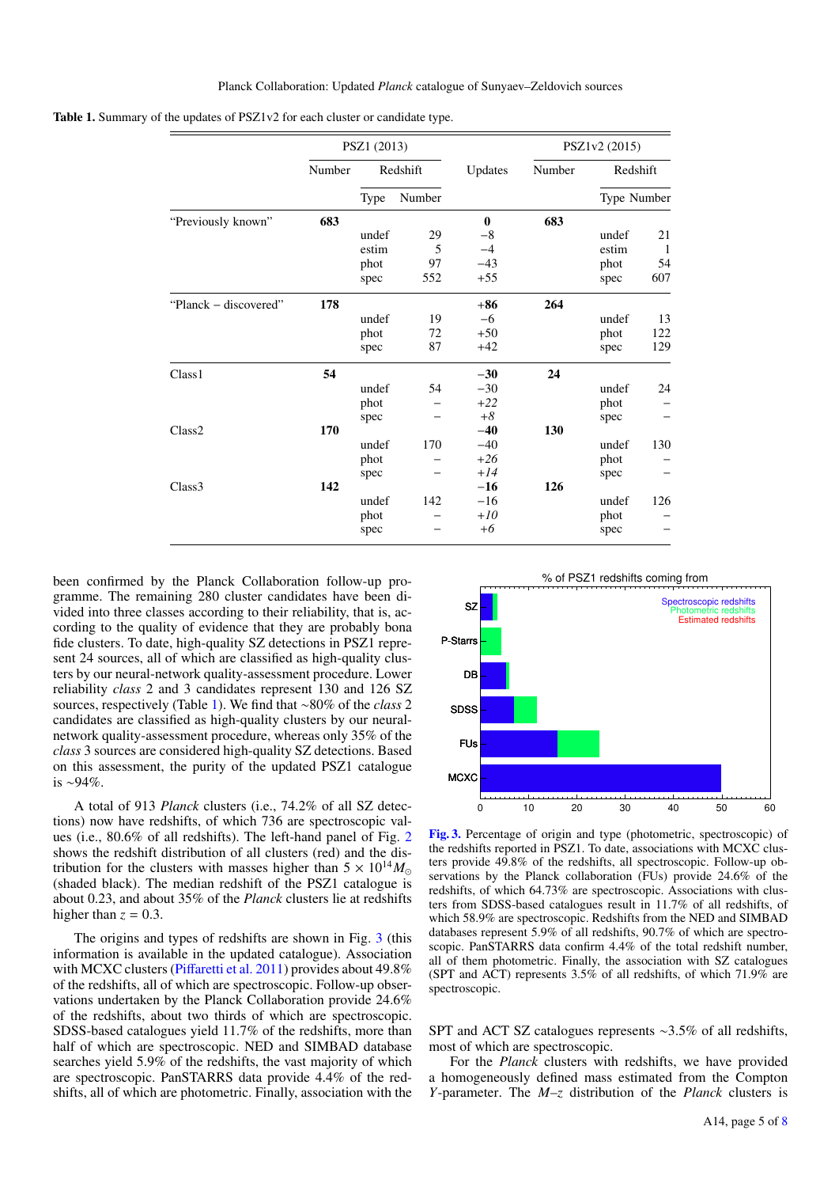**Table 1.** Summary of the updates of PSZ1v2 for each cluster or candidate type.

| | PSZ1 (2013) | | | Updates | PSZ1v2 (2015) | | |
|---|---|---|---|---|---|---|---|
| | Number | Redshift | | | Number | Redshift | |
| | | Type | Number | | | Type | Number |
| "Previously known" | **683** | | | **0** | **683** | | |
| | | undef | 29 | −8 | | undef | 21 |
| | | estim | 5 | −4 | | estim | 1 |
| | | phot | 97 | −43 | | phot | 54 |
| | | spec | 552 | +55 | | spec | 607 |
| "*Planck* – discovered" | **178** | | | **+86** | **264** | | |
| | | undef | 19 | −6 | | undef | 13 |
| | | phot | 72 | +50 | | phot | 122 |
| | | spec | 87 | +42 | | spec | 129 |
| Class1 | **54** | | | **−30** | **24** | | |
| | | undef | 54 | −30 | | undef | 24 |
| | | phot | – | *+22* | | phot | – |
| | | spec | – | *+8* | | spec | – |
| Class2 | **170** | | | **−40** | **130** | | |
| | | undef | 170 | −40 | | undef | 130 |
| | | phot | – | *+26* | | phot | – |
| | | spec | – | *+14* | | spec | – |
| Class3 | **142** | | | **−16** | **126** | | |
| | | undef | 142 | −16 | | undef | 126 |
| | | phot | – | *+10* | | phot | – |
| | | spec | – | *+6* | | spec | – |

been confirmed by the Planck Collaboration follow-up programme. The remaining 280 cluster candidates have been divided into three classes according to their reliability, that is, according to the quality of evidence that they are probably bona fide clusters. To date, high-quality SZ detections in PSZ1 represent 24 sources, all of which are classified as high-quality clusters by our neural-network quality-assessment procedure. Lower reliability *class* 2 and 3 candidates represent 130 and 126 SZ sources, respectively (Table 1). We find that ~80% of the *class* 2 candidates are classified as high-quality clusters by our neural-network quality-assessment procedure, whereas only 35% of the *class* 3 sources are considered high-quality SZ detections. Based on this assessment, the purity of the updated PSZ1 catalogue is ~94%.

A total of 913 *Planck* clusters (i.e., 74.2% of all SZ detections) now have redshifts, of which 736 are spectroscopic values (i.e., 80.6% of all redshifts). The left-hand panel of Fig. 2 shows the redshift distribution of all clusters (red) and the distribution for the clusters with masses higher than $5 \times 10^{14} M_{\odot}$ (shaded black). The median redshift of the PSZ1 catalogue is about 0.23, and about 35% of the *Planck* clusters lie at redshifts higher than $z = 0.3$.

The origins and types of redshifts are shown in Fig. 3 (this information is available in the updated catalogue). Association with MCXC clusters (Piffaretti et al. 2011) provides about 49.8% of the redshifts, all of which are spectroscopic. Follow-up observations undertaken by the Planck Collaboration provide 24.6% of the redshifts, about two thirds of which are spectroscopic. SDSS-based catalogues yield 11.7% of the redshifts, more than half of which are spectroscopic. NED and SIMBAD database searches yield 5.9% of the redshifts, the vast majority of which are spectroscopic. PanSTARRS data provide 4.4% of the redshifts, all of which are photometric. Finally, association with the SPT and ACT SZ catalogues represents ~3.5% of all redshifts, most of which are spectroscopic.

**Fig. 3.** Percentage of origin and type (photometric, spectroscopic) of the redshifts reported in PSZ1. To date, associations with MCXC clusters provide 49.8% of the redshifts, all spectroscopic. Follow-up observations by the Planck collaboration (FUs) provide 24.6% of the redshifts, of which 64.73% are spectroscopic. Associations with clusters from SDSS-based catalogues result in 11.7% of all redshifts, of which 58.9% are spectroscopic. Redshifts from the NED and SIMBAD databases represent 5.9% of all redshifts, 90.7% of which are spectroscopic. PanSTARRS data confirm 4.4% of the total redshift number, all of them photometric. Finally, the association with SZ catalogues (SPT and ACT) represents 3.5% of all redshifts, of which 71.9% are spectroscopic.

For the *Planck* clusters with redshifts, we have provided a homogeneously defined mass estimated from the Compton $Y$-parameter. The $M$–$z$ distribution of the *Planck* clusters is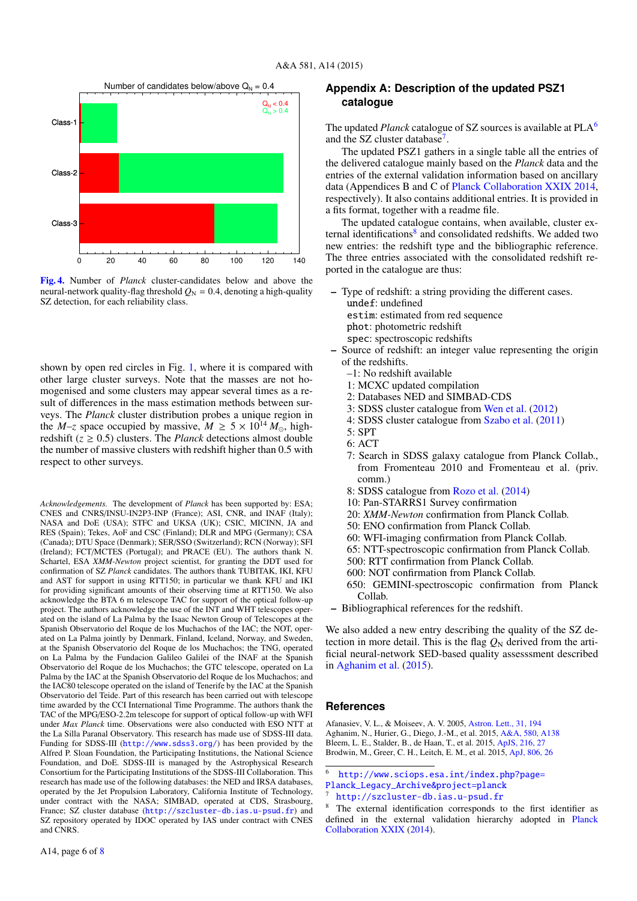Fig. 4. Number of *Planck* cluster-candidates below and above the neural-network quality-flag threshold $Q_N = 0.4$, denoting a high-quality SZ detection, for each reliability class.

shown by open red circles in Fig. 1, where it is compared with other large cluster surveys. Note that the masses are not homogenised and some clusters may appear several times as a result of differences in the mass estimation methods between surveys. The *Planck* cluster distribution probes a unique region in the $M$–$z$ space occupied by massive, $M \geq 5 \times 10^{14}\,M_{\odot}$, high-redshift ($z \geq 0.5$) clusters. The *Planck* detections almost double the number of massive clusters with redshift higher than 0.5 with respect to other surveys.

*Acknowledgements.* The development of *Planck* has been supported by: ESA; CNES and CNRS/INSU-IN2P3-INP (France); ASI, CNR, and INAF (Italy); NASA and DoE (USA); STFC and UKSA (UK); CSIC, MICINN, JA and RES (Spain); Tekes, AoF and CSC (Finland); DLR and MPG (Germany); CSA (Canada); DTU Space (Denmark); SER/SSO (Switzerland); RCN (Norway); SFI (Ireland); FCT/MCTES (Portugal); and PRACE (EU). The authors thank N. Schartel, ESA *XMM-Newton* project scientist, for granting the DDT used for confirmation of SZ *Planck* candidates. The authors thank TUBITAK, IKI, KFU and AST for support in using RTT150; in particular we thank KFU and IKI for providing significant amounts of their observing time at RTT150. We also acknowledge the BTA 6 m telescope TAC for support of the optical follow-up project. The authors acknowledge the use of the INT and WHT telescopes operated on the island of La Palma by the Isaac Newton Group of Telescopes at the Spanish Observatorio del Roque de los Muchachos of the IAC; the NOT, operated on La Palma jointly by Denmark, Finland, Iceland, Norway, and Sweden, at the Spanish Observatorio del Roque de los Muchachos of the IAC; the TNG, operated on La Palma by the Fundacion Galileo Galilei of the INAF at the Spanish Observatorio del Roque de los Muchachos; the GTC telescope, operated on La Palma by the IAC at the Spanish Observatorio del Roque de los Muchachos; and the IAC80 telescope operated on the island of Tenerife by the IAC at the Spanish Observatorio del Teide. Part of this research has been carried out with telescope time awarded by the CCI International Time Programme. The authors thank the TAC of the MPG/ESO-2.2m telescope for support of optical follow-up with WFI under *Max Planck* time. Observations were also conducted with ESO NTT at the La Silla Paranal Observatory. This research has made use of SDSS-III data. Funding for SDSS-III (http://www.sdss3.org/) has been provided by the Alfred P. Sloan Foundation, the Participating Institutions, the National Science Foundation, and DoE. SDSS-III is managed by the Astrophysical Research Consortium for the Participating Institutions of the SDSS-III Collaboration. This research has made use of the following databases: the NED and IRSA databases, operated by the Jet Propulsion Laboratory, California Institute of Technology, under contract with the NASA; SIMBAD, operated at CDS, Strasbourg, France; SZ cluster database (http://szcluster-db.ias.u-psud.fr) and SZ repository operated by IDOC operated by IAS under contract with CNES and CNRS.

## Appendix A: Description of the updated PSZ1 catalogue

The updated *Planck* catalogue of SZ sources is available at PLA[6] and the SZ cluster database[7].

The updated PSZ1 gathers in a single table all the entries of the delivered catalogue mainly based on the *Planck* data and the entries of the external validation information based on ancillary data (Appendices B and C of Planck Collaboration XXIX 2014, respectively). It also contains additional entries. It is provided in a fits format, together with a readme file.

The updated catalogue contains, when available, cluster external identifications[8] and consolidated redshifts. We added two new entries: the redshift type and the bibliographic reference. The three entries associated with the consolidated redshift reported in the catalogue are thus:

- Type of redshift: a string providing the different cases.
  `undef`: undefined
  `estim`: estimated from red sequence
  `phot`: photometric redshift
  `spec`: spectroscopic redshifts
- Source of redshift: an integer value representing the origin of the redshifts.
  –1: No redshift available
  1: MCXC updated compilation
  2: Databases NED and SIMBAD-CDS
  3: SDSS cluster catalogue from Wen et al. (2012)
  4: SDSS cluster catalogue from Szabo et al. (2011)
  5: SPT
  6: ACT
  7: Search in SDSS galaxy catalogue from Planck Collab., from Fromenteau 2010 and Fromenteau et al. (priv. comm.)
  8: SDSS catalogue from Rozo et al. (2014)
  10: Pan-STARRS1 Survey confirmation
  20: *XMM-Newton* confirmation from Planck Collab.
  50: ENO confirmation from Planck Collab.
  60: WFI-imaging confirmation from Planck Collab.
  65: NTT-spectroscopic confirmation from Planck Collab.
  500: RTT confirmation from Planck Collab.
  600: NOT confirmation from Planck Collab.
  650: GEMINI-spectroscopic confirmation from Planck Collab.
- Bibliographical references for the redshift.

We also added a new entry describing the quality of the SZ detection in more detail. This is the flag $Q_N$ derived from the artificial neural-network SED-based quality assesssment described in Aghanim et al. (2015).

## References

Afanasiev, V. L., & Moiseev, A. V. 2005, Astron. Lett., 31, 194
Aghanim, N., Hurier, G., Diego, J.-M., et al. 2015, A&A, 580, A138
Bleem, L. E., Stalder, B., de Haan, T., et al. 2015, ApJS, 216, 27
Brodwin, M., Greer, C. H., Leitch, E. M., et al. 2015, ApJ, 806, 26

[6] http://www.sciops.esa.int/index.php?page=Planck_Legacy_Archive&project=planck
[7] http://szcluster-db.ias.u-psud.fr
[8] The external identification corresponds to the first identifier as defined in the external validation hierarchy adopted in Planck Collaboration XXIX (2014).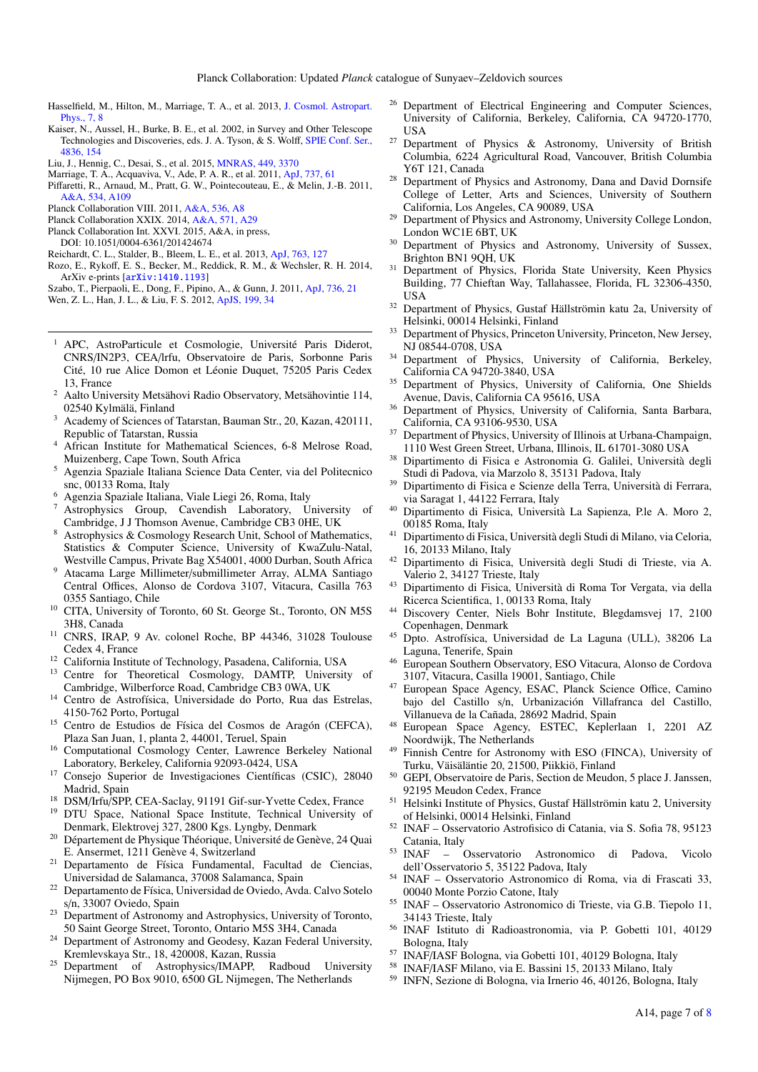Hasselfield, M., Hilton, M., Marriage, T. A., et al. 2013, J. Cosmol. Astropart. Phys., 7, 8

Kaiser, N., Aussel, H., Burke, B. E., et al. 2002, in Survey and Other Telescope Technologies and Discoveries, eds. J. A. Tyson, & S. Wolff, SPIE Conf. Ser., 4836, 154

Liu, J., Hennig, C., Desai, S., et al. 2015, MNRAS, 449, 3370

Marriage, T. A., Acquaviva, V., Ade, P. A. R., et al. 2011, ApJ, 737, 61

Piffaretti, R., Arnaud, M., Pratt, G. W., Pointecouteau, E., & Melin, J.-B. 2011, A&A, 534, A109

Planck Collaboration VIII. 2011, A&A, 536, A8

Planck Collaboration XXIX. 2014, A&A, 571, A29

Planck Collaboration Int. XXVI. 2015, A&A, in press, DOI: 10.1051/0004-6361/201424674

Reichardt, C. L., Stalder, B., Bleem, L. E., et al. 2013, ApJ, 763, 127

Rozo, E., Rykoff, E. S., Becker, M., Reddick, R. M., & Wechsler, R. H. 2014, ArXiv e-prints [arXiv:1410.1193]

Szabo, T., Pierpaoli, E., Dong, F., Pipino, A., & Gunn, J. 2011, ApJ, 736, 21

Wen, Z. L., Han, J. L., & Liu, F. S. 2012, ApJS, 199, 34

---

[1] APC, AstroParticule et Cosmologie, Université Paris Diderot, CNRS/IN2P3, CEA/lrfu, Observatoire de Paris, Sorbonne Paris Cité, 10 rue Alice Domon et Léonie Duquet, 75205 Paris Cedex 13, France

[2] Aalto University Metsähovi Radio Observatory, Metsähovintie 114, 02540 Kylmälä, Finland

[3] Academy of Sciences of Tatarstan, Bauman Str., 20, Kazan, 420111, Republic of Tatarstan, Russia

[4] African Institute for Mathematical Sciences, 6-8 Melrose Road, Muizenberg, Cape Town, South Africa

[5] Agenzia Spaziale Italiana Science Data Center, via del Politecnico snc, 00133 Roma, Italy

[6] Agenzia Spaziale Italiana, Viale Liegi 26, Roma, Italy

[7] Astrophysics Group, Cavendish Laboratory, University of Cambridge, J J Thomson Avenue, Cambridge CB3 0HE, UK

[8] Astrophysics & Cosmology Research Unit, School of Mathematics, Statistics & Computer Science, University of KwaZulu-Natal, Westville Campus, Private Bag X54001, 4000 Durban, South Africa

[9] Atacama Large Millimeter/submillimeter Array, ALMA Santiago Central Offices, Alonso de Cordova 3107, Vitacura, Casilla 763 0355 Santiago, Chile

[10] CITA, University of Toronto, 60 St. George St., Toronto, ON M5S 3H8, Canada

[11] CNRS, IRAP, 9 Av. colonel Roche, BP 44346, 31028 Toulouse Cedex 4, France

[12] California Institute of Technology, Pasadena, California, USA

[13] Centre for Theoretical Cosmology, DAMTP, University of Cambridge, Wilberforce Road, Cambridge CB3 0WA, UK

[14] Centro de Astrofísica, Universidade do Porto, Rua das Estrelas, 4150-762 Porto, Portugal

[15] Centro de Estudios de Física del Cosmos de Aragón (CEFCA), Plaza San Juan, 1, planta 2, 44001, Teruel, Spain

[16] Computational Cosmology Center, Lawrence Berkeley National Laboratory, Berkeley, California 92093-0424, USA

[17] Consejo Superior de Investigaciones Científicas (CSIC), 28040 Madrid, Spain

[18] DSM/Irfu/SPP, CEA-Saclay, 91191 Gif-sur-Yvette Cedex, France

[19] DTU Space, National Space Institute, Technical University of Denmark, Elektrovej 327, 2800 Kgs. Lyngby, Denmark

[20] Département de Physique Théorique, Université de Genève, 24 Quai E. Ansermet, 1211 Genève 4, Switzerland

[21] Departamento de Física Fundamental, Facultad de Ciencias, Universidad de Salamanca, 37008 Salamanca, Spain

[22] Departamento de Física, Universidad de Oviedo, Avda. Calvo Sotelo s/n, 33007 Oviedo, Spain

[23] Department of Astronomy and Astrophysics, University of Toronto, 50 Saint George Street, Toronto, Ontario M5S 3H4, Canada

[24] Department of Astronomy and Geodesy, Kazan Federal University, Kremlevskaya Str., 18, 420008, Kazan, Russia

[25] Department of Astrophysics/IMAPP, Radboud University Nijmegen, PO Box 9010, 6500 GL Nijmegen, The Netherlands

[26] Department of Electrical Engineering and Computer Sciences, University of California, Berkeley, California, CA 94720-1770, USA

[27] Department of Physics & Astronomy, University of British Columbia, 6224 Agricultural Road, Vancouver, British Columbia Y6T 121, Canada

[28] Department of Physics and Astronomy, Dana and David Dornsife College of Letter, Arts and Sciences, University of Southern California, Los Angeles, CA 90089, USA

[29] Department of Physics and Astronomy, University College London, London WC1E 6BT, UK

[30] Department of Physics and Astronomy, University of Sussex, Brighton BN1 9QH, UK

[31] Department of Physics, Florida State University, Keen Physics Building, 77 Chieftan Way, Tallahassee, Florida, FL 32306-4350, USA

[32] Department of Physics, Gustaf Hällströmin katu 2a, University of Helsinki, 00014 Helsinki, Finland

[33] Department of Physics, Princeton University, Princeton, New Jersey, NJ 08544-0708, USA

[34] Department of Physics, University of California, Berkeley, California CA 94720-3840, USA

[35] Department of Physics, University of California, One Shields Avenue, Davis, California CA 95616, USA

[36] Department of Physics, University of California, Santa Barbara, California, CA 93106-9530, USA

[37] Department of Physics, University of Illinois at Urbana-Champaign, 1110 West Green Street, Urbana, Illinois, IL 61701-3080 USA

[38] Dipartimento di Fisica e Astronomia G. Galilei, Università degli Studi di Padova, via Marzolo 8, 35131 Padova, Italy

[39] Dipartimento di Fisica e Scienze della Terra, Università di Ferrara, via Saragat 1, 44122 Ferrara, Italy

[40] Dipartimento di Fisica, Università La Sapienza, P.le A. Moro 2, 00185 Roma, Italy

[41] Dipartimento di Fisica, Università degli Studi di Milano, via Celoria, 16, 20133 Milano, Italy

[42] Dipartimento di Fisica, Università degli Studi di Trieste, via A. Valerio 2, 34127 Trieste, Italy

[43] Dipartimento di Fisica, Università di Roma Tor Vergata, via della Ricerca Scientifica, 1, 00133 Roma, Italy

[44] Discovery Center, Niels Bohr Institute, Blegdamsvej 17, 2100 Copenhagen, Denmark

[45] Dpto. Astrofísica, Universidad de La Laguna (ULL), 38206 La Laguna, Tenerife, Spain

[46] European Southern Observatory, ESO Vitacura, Alonso de Cordova 3107, Vitacura, Casilla 19001, Santiago, Chile

[47] European Space Agency, ESAC, Planck Science Office, Camino bajo del Castillo s/n, Urbanización Villafranca del Castillo, Villanueva de la Cañada, 28692 Madrid, Spain

[48] European Space Agency, ESTEC, Keplerlaan 1, 2201 AZ Noordwijk, The Netherlands

[49] Finnish Centre for Astronomy with ESO (FINCA), University of Turku, Väisäläntie 20, 21500, Piikkiö, Finland

[50] GEPI, Observatoire de Paris, Section de Meudon, 5 place J. Janssen, 92195 Meudon Cedex, France

[51] Helsinki Institute of Physics, Gustaf Hällströmin katu 2, University of Helsinki, 00014 Helsinki, Finland

[52] INAF – Osservatorio Astrofisico di Catania, via S. Sofia 78, 95123 Catania, Italy

[53] INAF – Osservatorio Astronomico di Padova, Vicolo dell'Osservatorio 5, 35122 Padova, Italy

[54] INAF – Osservatorio Astronomico di Roma, via di Frascati 33, 00040 Monte Porzio Catone, Italy

[55] INAF – Osservatorio Astronomico di Trieste, via G.B. Tiepolo 11, 34143 Trieste, Italy

[56] INAF Istituto di Radioastronomia, via P. Gobetti 101, 40129 Bologna, Italy

[57] INAF/IASF Bologna, via Gobetti 101, 40129 Bologna, Italy

[58] INAF/IASF Milano, via E. Bassini 15, 20133 Milano, Italy

[59] INFN, Sezione di Bologna, via Irnerio 46, 40126, Bologna, Italy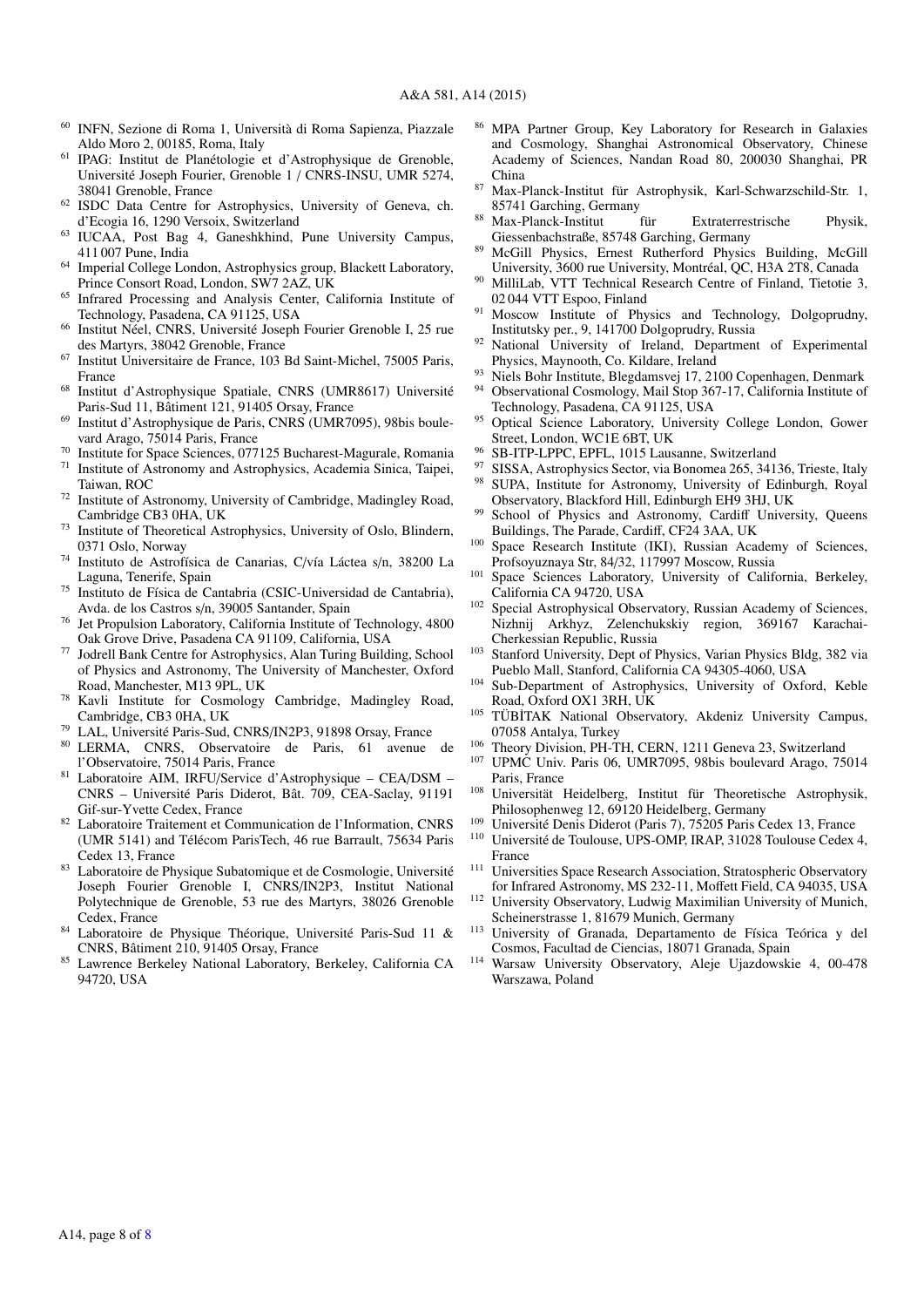[60] INFN, Sezione di Roma 1, Università di Roma Sapienza, Piazzale Aldo Moro 2, 00185, Roma, Italy

[61] IPAG: Institut de Planétologie et d'Astrophysique de Grenoble, Université Joseph Fourier, Grenoble 1 / CNRS-INSU, UMR 5274, 38041 Grenoble, France

[62] ISDC Data Centre for Astrophysics, University of Geneva, ch. d'Ecogia 16, 1290 Versoix, Switzerland

[63] IUCAA, Post Bag 4, Ganeshkhind, Pune University Campus, 411 007 Pune, India

[64] Imperial College London, Astrophysics group, Blackett Laboratory, Prince Consort Road, London, SW7 2AZ, UK

[65] Infrared Processing and Analysis Center, California Institute of Technology, Pasadena, CA 91125, USA

[66] Institut Néel, CNRS, Université Joseph Fourier Grenoble I, 25 rue des Martyrs, 38042 Grenoble, France

[67] Institut Universitaire de France, 103 Bd Saint-Michel, 75005 Paris, France

[68] Institut d'Astrophysique Spatiale, CNRS (UMR8617) Université Paris-Sud 11, Bâtiment 121, 91405 Orsay, France

[69] Institut d'Astrophysique de Paris, CNRS (UMR7095), 98bis boulevard Arago, 75014 Paris, France

[70] Institute for Space Sciences, 077125 Bucharest-Magurale, Romania

[71] Institute of Astronomy and Astrophysics, Academia Sinica, Taipei, Taiwan, ROC

[72] Institute of Astronomy, University of Cambridge, Madingley Road, Cambridge CB3 0HA, UK

[73] Institute of Theoretical Astrophysics, University of Oslo, Blindern, 0371 Oslo, Norway

[74] Instituto de Astrofísica de Canarias, C/vía Láctea s/n, 38200 La Laguna, Tenerife, Spain

[75] Instituto de Física de Cantabria (CSIC-Universidad de Cantabria), Avda. de los Castros s/n, 39005 Santander, Spain

[76] Jet Propulsion Laboratory, California Institute of Technology, 4800 Oak Grove Drive, Pasadena CA 91109, California, USA

[77] Jodrell Bank Centre for Astrophysics, Alan Turing Building, School of Physics and Astronomy, The University of Manchester, Oxford Road, Manchester, M13 9PL, UK

[78] Kavli Institute for Cosmology Cambridge, Madingley Road, Cambridge, CB3 0HA, UK

[79] LAL, Université Paris-Sud, CNRS/IN2P3, 91898 Orsay, France

[80] LERMA, CNRS, Observatoire de Paris, 61 avenue de l'Observatoire, 75014 Paris, France

[81] Laboratoire AIM, IRFU/Service d'Astrophysique – CEA/DSM – CNRS – Université Paris Diderot, Bât. 709, CEA-Saclay, 91191 Gif-sur-Yvette Cedex, France

[82] Laboratoire Traitement et Communication de l'Information, CNRS (UMR 5141) and Télécom ParisTech, 46 rue Barrault, 75634 Paris Cedex 13, France

[83] Laboratoire de Physique Subatomique et de Cosmologie, Université Joseph Fourier Grenoble I, CNRS/IN2P3, Institut National Polytechnique de Grenoble, 53 rue des Martyrs, 38026 Grenoble Cedex, France

[84] Laboratoire de Physique Théorique, Université Paris-Sud 11 & CNRS, Bâtiment 210, 91405 Orsay, France

[85] Lawrence Berkeley National Laboratory, Berkeley, California CA 94720, USA

[86] MPA Partner Group, Key Laboratory for Research in Galaxies and Cosmology, Shanghai Astronomical Observatory, Chinese Academy of Sciences, Nandan Road 80, 200030 Shanghai, PR China

[87] Max-Planck-Institut für Astrophysik, Karl-Schwarzschild-Str. 1, 85741 Garching, Germany

[88] Max-Planck-Institut für Extraterrestrische Physik, Giessenbachstraße, 85748 Garching, Germany

[89] McGill Physics, Ernest Rutherford Physics Building, McGill University, 3600 rue University, Montréal, QC, H3A 2T8, Canada

[90] MilliLab, VTT Technical Research Centre of Finland, Tietotie 3, 02 044 VTT Espoo, Finland

[91] Moscow Institute of Physics and Technology, Dolgoprudny, Institutsky per., 9, 141700 Dolgoprudny, Russia

[92] National University of Ireland, Department of Experimental Physics, Maynooth, Co. Kildare, Ireland

[93] Niels Bohr Institute, Blegdamsvej 17, 2100 Copenhagen, Denmark

[94] Observational Cosmology, Mail Stop 367-17, California Institute of Technology, Pasadena, CA 91125, USA

[95] Optical Science Laboratory, University College London, Gower Street, London, WC1E 6BT, UK

[96] SB-ITP-LPPC, EPFL, 1015 Lausanne, Switzerland

[97] SISSA, Astrophysics Sector, via Bonomea 265, 34136, Trieste, Italy

[98] SUPA, Institute for Astronomy, University of Edinburgh, Royal Observatory, Blackford Hill, Edinburgh EH9 3HJ, UK

[99] School of Physics and Astronomy, Cardiff University, Queens Buildings, The Parade, Cardiff, CF24 3AA, UK

[100] Space Research Institute (IKI), Russian Academy of Sciences, Profsoyuznaya Str, 84/32, 117997 Moscow, Russia

[101] Space Sciences Laboratory, University of California, Berkeley, California CA 94720, USA

[102] Special Astrophysical Observatory, Russian Academy of Sciences, Nizhnij Arkhyz, Zelenchukskiy region, 369167 Karachai-Cherkessian Republic, Russia

[103] Stanford University, Dept of Physics, Varian Physics Bldg, 382 via Pueblo Mall, Stanford, California CA 94305-4060, USA

[104] Sub-Department of Astrophysics, University of Oxford, Keble Road, Oxford OX1 3RH, UK

[105] TÜBİTAK National Observatory, Akdeniz University Campus, 07058 Antalya, Turkey

[106] Theory Division, PH-TH, CERN, 1211 Geneva 23, Switzerland

[107] UPMC Univ. Paris 06, UMR7095, 98bis boulevard Arago, 75014 Paris, France

[108] Universität Heidelberg, Institut für Theoretische Astrophysik, Philosophenweg 12, 69120 Heidelberg, Germany

[109] Université Denis Diderot (Paris 7), 75205 Paris Cedex 13, France

[110] Université de Toulouse, UPS-OMP, IRAP, 31028 Toulouse Cedex 4, France

[111] Universities Space Research Association, Stratospheric Observatory for Infrared Astronomy, MS 232-11, Moffett Field, CA 94035, USA

[112] University Observatory, Ludwig Maximilian University of Munich, Scheinerstrasse 1, 81679 Munich, Germany

[113] University of Granada, Departamento de Física Teórica y del Cosmos, Facultad de Ciencias, 18071 Granada, Spain

[114] Warsaw University Observatory, Aleje Ujazdowskie 4, 00-478 Warszawa, Poland